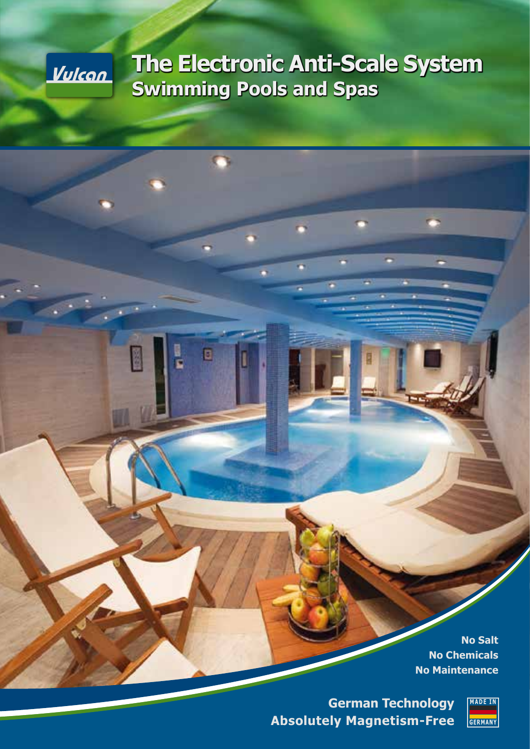Vulcan

# The Electronic Anti-Scale System

## Swimming Pools and Spas

**No Salt**
**No Chemicals**
**No Maintenance**

**German Technology**
**Absolutely Magnetism-Free**

MADE IN GERMANY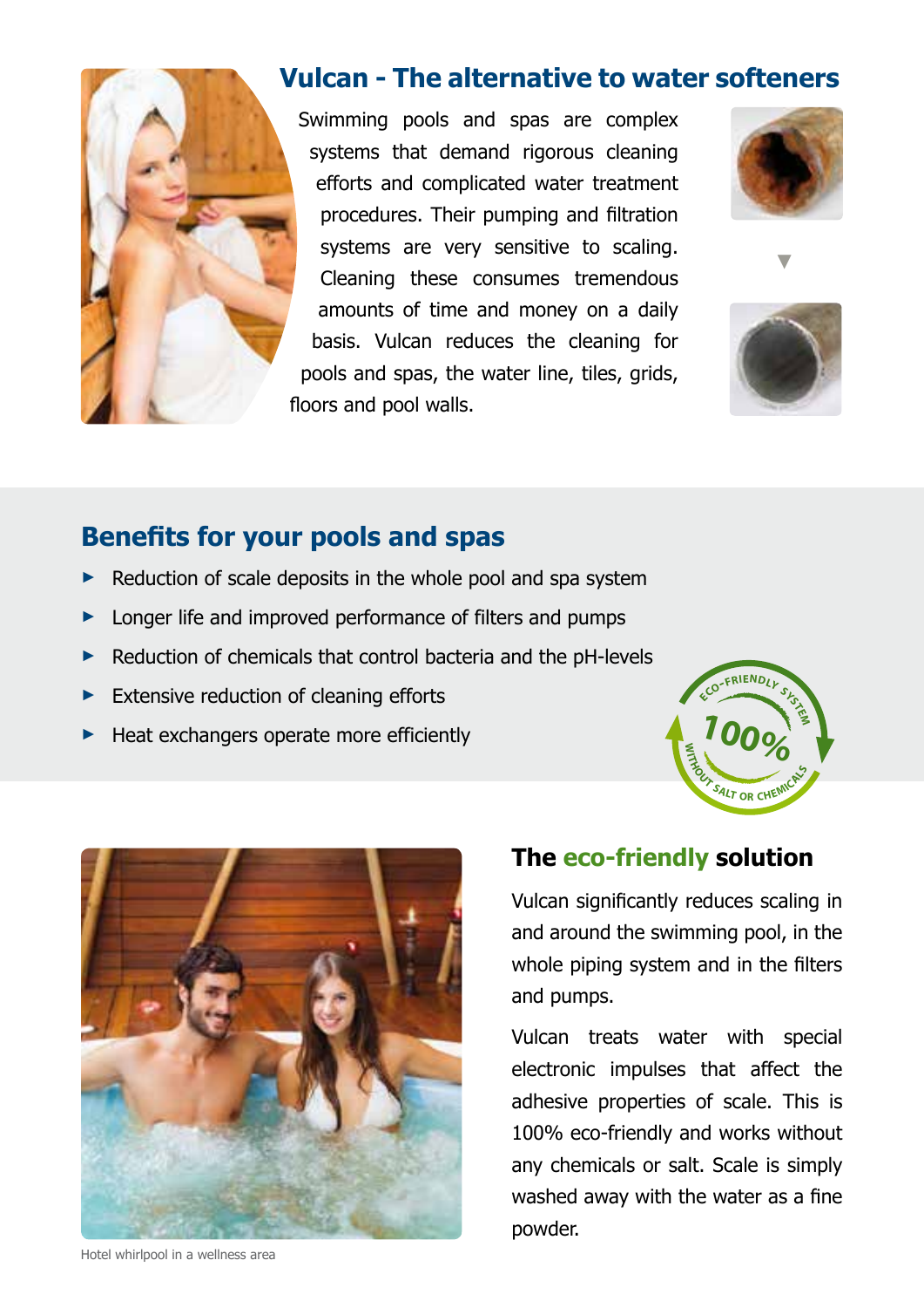## Vulcan - The alternative to water softeners

Swimming pools and spas are complex systems that demand rigorous cleaning efforts and complicated water treatment procedures. Their pumping and filtration systems are very sensitive to scaling. Cleaning these consumes tremendous amounts of time and money on a daily basis. Vulcan reduces the cleaning for pools and spas, the water line, tiles, grids, floors and pool walls.

## Benefits for your pools and spas

- Reduction of scale deposits in the whole pool and spa system
- Longer life and improved performance of filters and pumps
- Reduction of chemicals that control bacteria and the pH-levels
- Extensive reduction of cleaning efforts
- Heat exchangers operate more efficiently

ECO-FRIENDLY SYSTEM 100% WITHOUT SALT OR CHEMICALS

Hotel whirlpool in a wellness area

## The eco-friendly solution

Vulcan significantly reduces scaling in and around the swimming pool, in the whole piping system and in the filters and pumps.

Vulcan treats water with special electronic impulses that affect the adhesive properties of scale. This is 100% eco-friendly and works without any chemicals or salt. Scale is simply washed away with the water as a fine powder.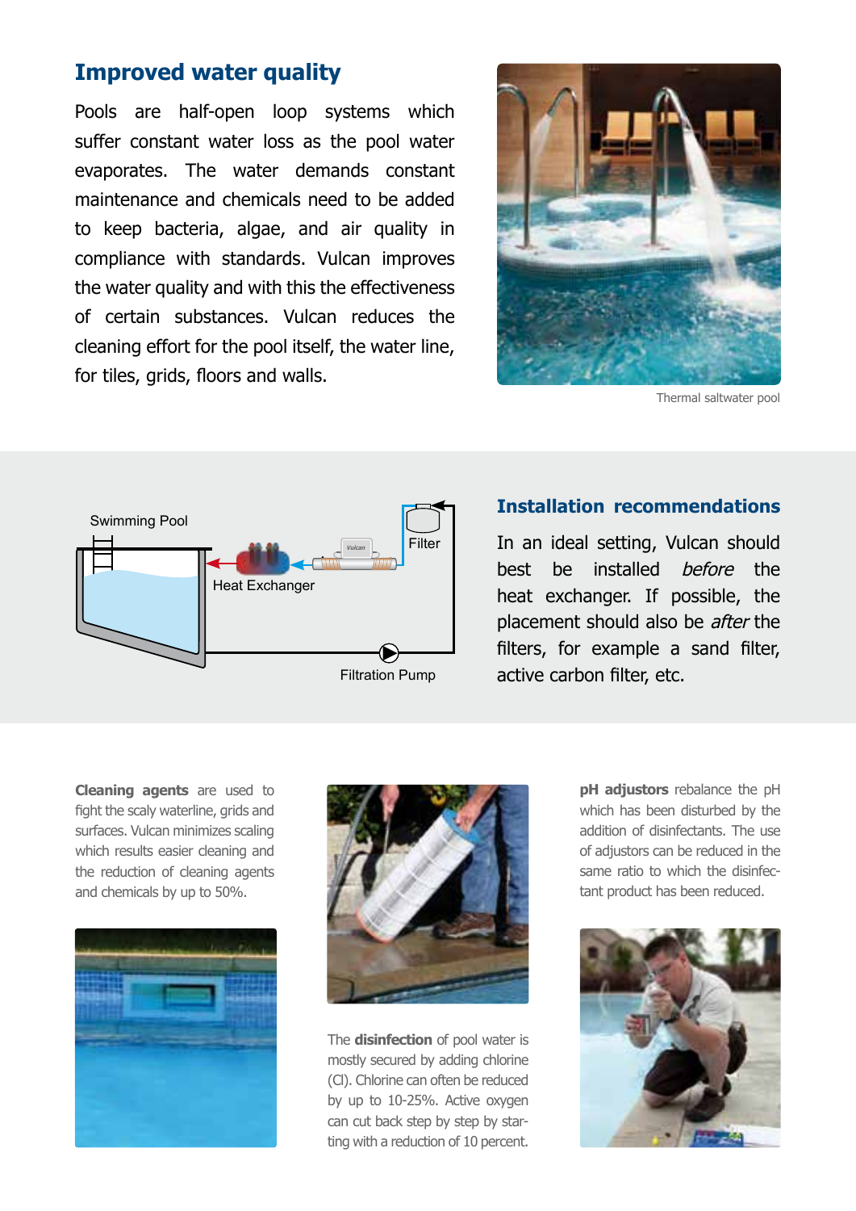## Improved water quality

Pools are half-open loop systems which suffer constant water loss as the pool water evaporates. The water demands constant maintenance and chemicals need to be added to keep bacteria, algae, and air quality in compliance with standards. Vulcan improves the water quality and with this the effectiveness of certain substances. Vulcan reduces the cleaning effort for the pool itself, the water line, for tiles, grids, floors and walls.

Thermal saltwater pool

Swimming Pool

Heat Exchanger

Filter

Filtration Pump

## Installation recommendations

In an ideal setting, Vulcan should best be installed *before* the heat exchanger. If possible, the placement should also be *after* the filters, for example a sand filter, active carbon filter, etc.

**Cleaning agents** are used to fight the scaly waterline, grids and surfaces. Vulcan minimizes scaling which results easier cleaning and the reduction of cleaning agents and chemicals by up to 50%.

The **disinfection** of pool water is mostly secured by adding chlorine (Cl). Chlorine can often be reduced by up to 10-25%. Active oxygen can cut back step by step by starting with a reduction of 10 percent.

**pH adjustors** rebalance the pH which has been disturbed by the addition of disinfectants. The use of adjustors can be reduced in the same ratio to which the disinfectant product has been reduced.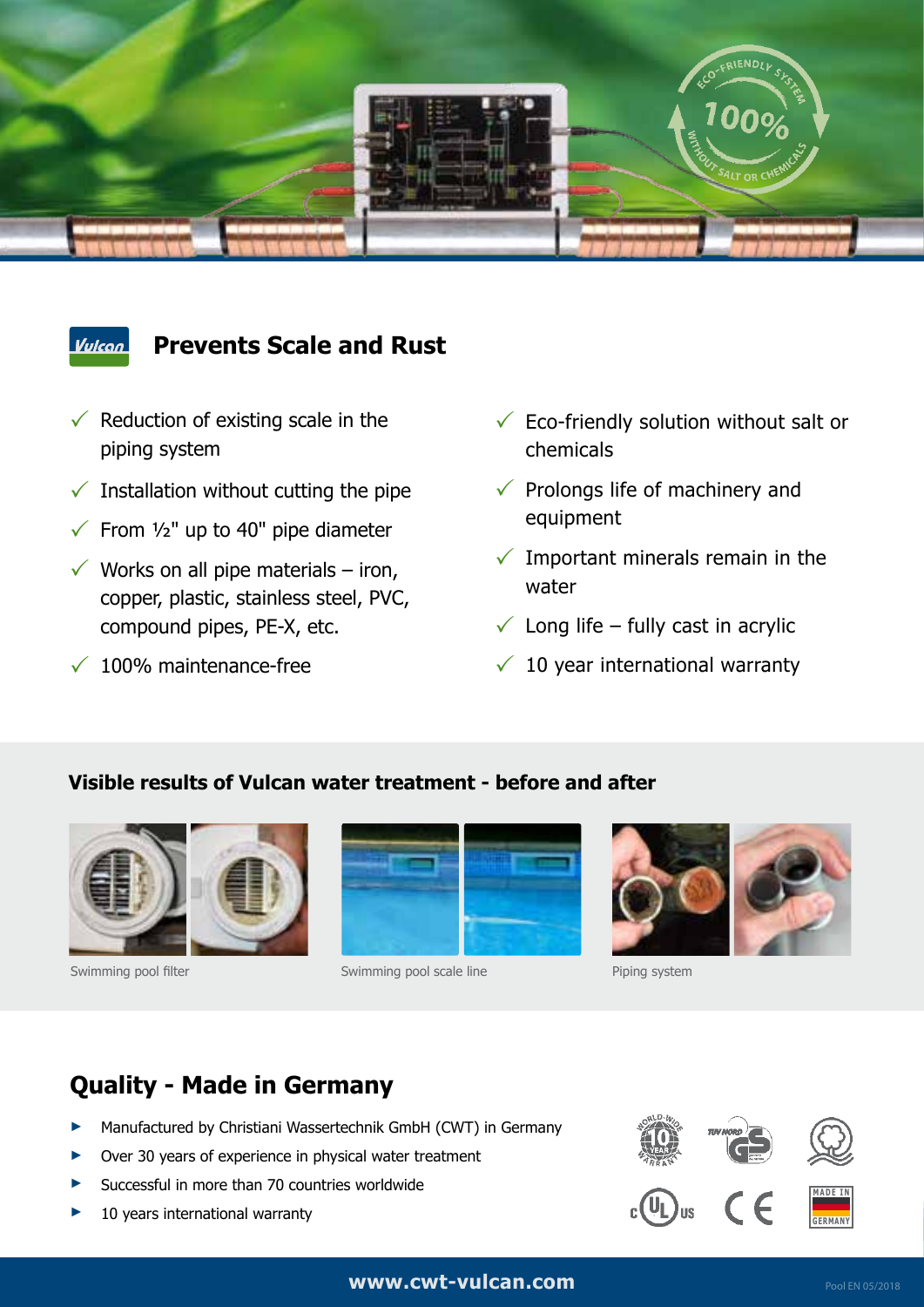## Prevents Scale and Rust

- ✓ Reduction of existing scale in the piping system
- ✓ Installation without cutting the pipe
- ✓ From ½" up to 40" pipe diameter
- ✓ Works on all pipe materials – iron, copper, plastic, stainless steel, PVC, compound pipes, PE-X, etc.
- ✓ 100% maintenance-free
- ✓ Eco-friendly solution without salt or chemicals
- ✓ Prolongs life of machinery and equipment
- ✓ Important minerals remain in the water
- ✓ Long life – fully cast in acrylic
- ✓ 10 year international warranty

### Visible results of Vulcan water treatment - before and after

Swimming pool filter

Swimming pool scale line

Piping system

## Quality - Made in Germany

- Manufactured by Christiani Wassertechnik GmbH (CWT) in Germany
- Over 30 years of experience in physical water treatment
- Successful in more than 70 countries worldwide
- 10 years international warranty

www.cwt-vulcan.com

Pool EN 05/2018